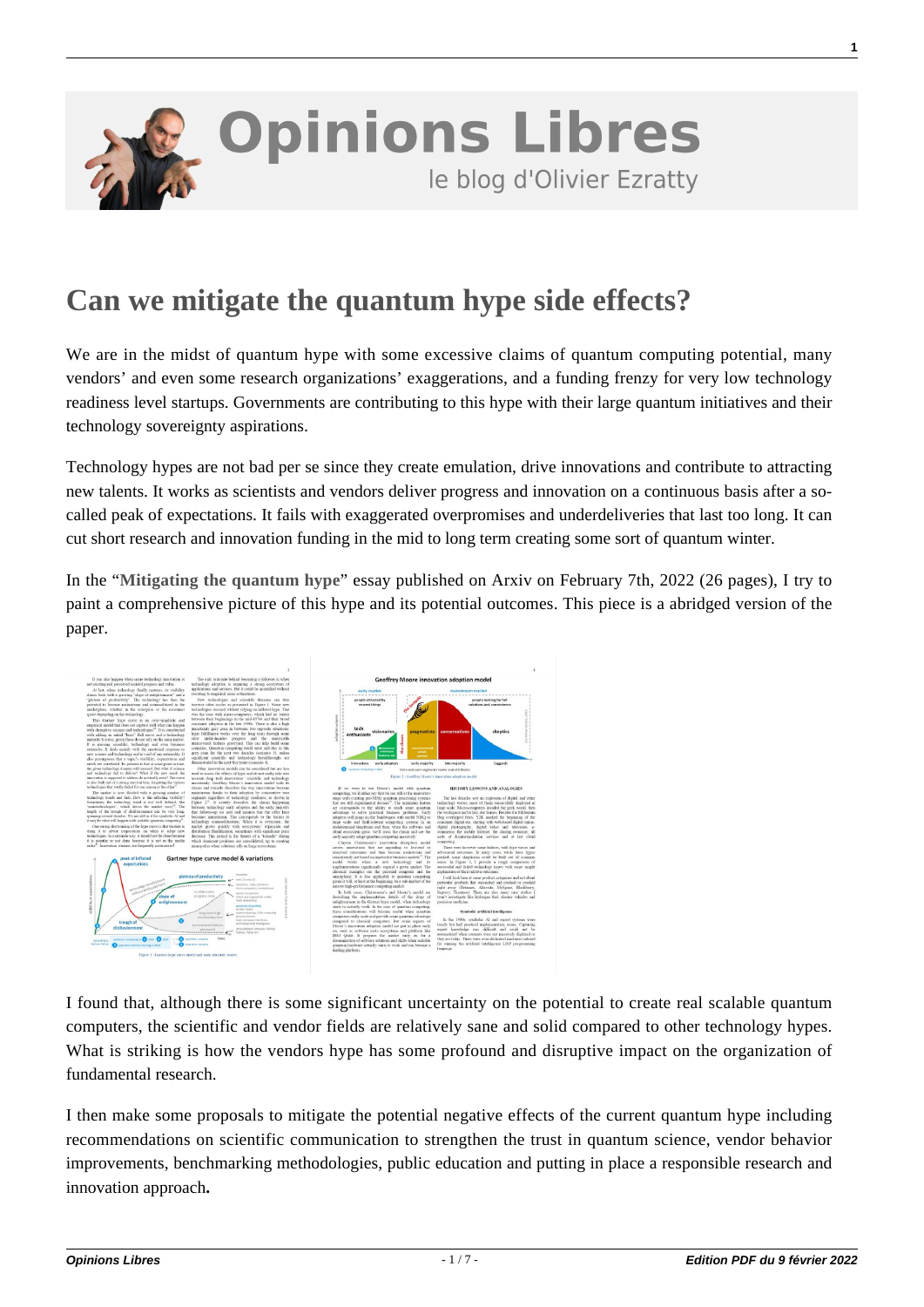# Opinions Libres

le blog d'Olivier Ezratty

# Can we mitigate the quantum hype side effects?

We are in the midst of quantum hype with some excessive claims of quantum computing potential, many vendors' and even some research organizations' exaggerations, and a funding frenzy for very low technology readiness level startups. Governments are contributing to this hype with their large quantum initiatives and their technology sovereignty aspirations.

Technology hypes are not bad per se since they create emulation, drive innovations and contribute to attracting new talents. It works as scientists and vendors deliver progress and innovation on a continuous basis after a so-called peak of expectations. It fails with exaggerated overpromises and underdeliveries that last too long. It can cut short research and innovation funding in the mid to long term creating some sort of quantum winter.

In the "**Mitigating the quantum hype**" essay published on Arxiv on February 7th, 2022 (26 pages), I try to paint a comprehensive picture of this hype and its potential outcomes. This piece is a abridged version of the paper.

I found that, although there is some significant uncertainty on the potential to create real scalable quantum computers, the scientific and vendor fields are relatively sane and solid compared to other technology hypes. What is striking is how the vendors hype has some profound and disruptive impact on the organization of fundamental research.

I then make some proposals to mitigate the potential negative effects of the current quantum hype including recommendations on scientific communication to strengthen the trust in quantum science, vendor behavior improvements, benchmarking methodologies, public education and putting in place a responsible research and innovation approach**.**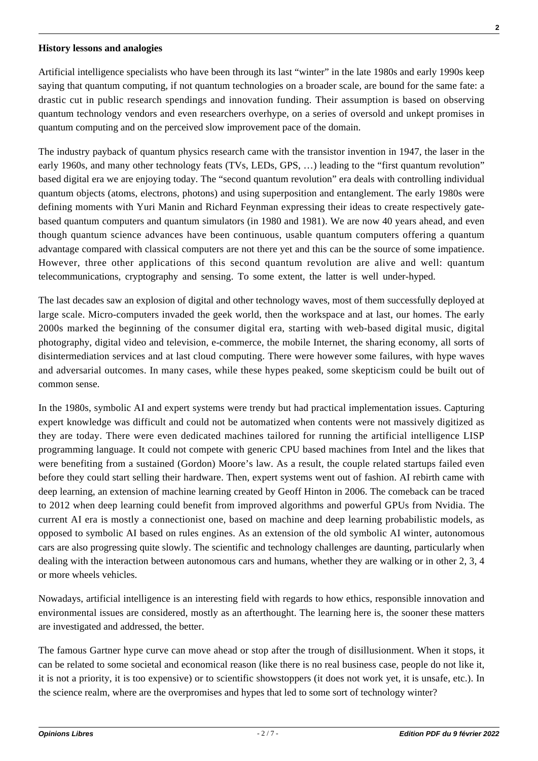**History lessons and analogies**

Artificial intelligence specialists who have been through its last "winter" in the late 1980s and early 1990s keep saying that quantum computing, if not quantum technologies on a broader scale, are bound for the same fate: a drastic cut in public research spendings and innovation funding. Their assumption is based on observing quantum technology vendors and even researchers overhype, on a series of oversold and unkept promises in quantum computing and on the perceived slow improvement pace of the domain.

The industry payback of quantum physics research came with the transistor invention in 1947, the laser in the early 1960s, and many other technology feats (TVs, LEDs, GPS, …) leading to the "first quantum revolution" based digital era we are enjoying today. The "second quantum revolution" era deals with controlling individual quantum objects (atoms, electrons, photons) and using superposition and entanglement. The early 1980s were defining moments with Yuri Manin and Richard Feynman expressing their ideas to create respectively gate-based quantum computers and quantum simulators (in 1980 and 1981). We are now 40 years ahead, and even though quantum science advances have been continuous, usable quantum computers offering a quantum advantage compared with classical computers are not there yet and this can be the source of some impatience. However, three other applications of this second quantum revolution are alive and well: quantum telecommunications, cryptography and sensing. To some extent, the latter is well under-hyped.

The last decades saw an explosion of digital and other technology waves, most of them successfully deployed at large scale. Micro-computers invaded the geek world, then the workspace and at last, our homes. The early 2000s marked the beginning of the consumer digital era, starting with web-based digital music, digital photography, digital video and television, e-commerce, the mobile Internet, the sharing economy, all sorts of disintermediation services and at last cloud computing. There were however some failures, with hype waves and adversarial outcomes. In many cases, while these hypes peaked, some skepticism could be built out of common sense.

In the 1980s, symbolic AI and expert systems were trendy but had practical implementation issues. Capturing expert knowledge was difficult and could not be automatized when contents were not massively digitized as they are today. There were even dedicated machines tailored for running the artificial intelligence LISP programming language. It could not compete with generic CPU based machines from Intel and the likes that were benefiting from a sustained (Gordon) Moore's law. As a result, the couple related startups failed even before they could start selling their hardware. Then, expert systems went out of fashion. AI rebirth came with deep learning, an extension of machine learning created by Geoff Hinton in 2006. The comeback can be traced to 2012 when deep learning could benefit from improved algorithms and powerful GPUs from Nvidia. The current AI era is mostly a connectionist one, based on machine and deep learning probabilistic models, as opposed to symbolic AI based on rules engines. As an extension of the old symbolic AI winter, autonomous cars are also progressing quite slowly. The scientific and technology challenges are daunting, particularly when dealing with the interaction between autonomous cars and humans, whether they are walking or in other 2, 3, 4 or more wheels vehicles.

Nowadays, artificial intelligence is an interesting field with regards to how ethics, responsible innovation and environmental issues are considered, mostly as an afterthought. The learning here is, the sooner these matters are investigated and addressed, the better.

The famous Gartner hype curve can move ahead or stop after the trough of disillusionment. When it stops, it can be related to some societal and economical reason (like there is no real business case, people do not like it, it is not a priority, it is too expensive) or to scientific showstoppers (it does not work yet, it is unsafe, etc.). In the science realm, where are the overpromises and hypes that led to some sort of technology winter?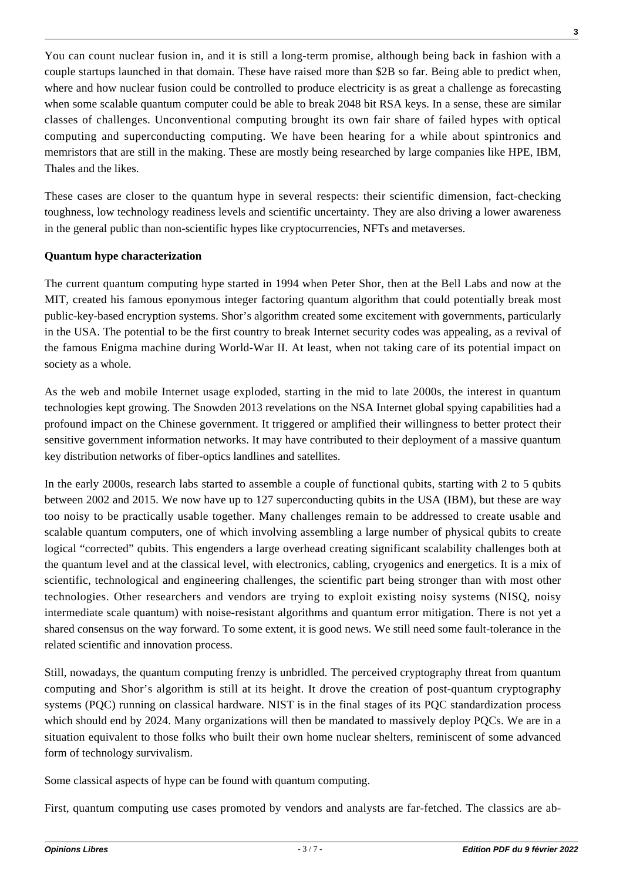You can count nuclear fusion in, and it is still a long-term promise, although being back in fashion with a couple startups launched in that domain. These have raised more than $2B so far. Being able to predict when, where and how nuclear fusion could be controlled to produce electricity is as great a challenge as forecasting when some scalable quantum computer could be able to break 2048 bit RSA keys. In a sense, these are similar classes of challenges. Unconventional computing brought its own fair share of failed hypes with optical computing and superconducting computing. We have been hearing for a while about spintronics and memristors that are still in the making. These are mostly being researched by large companies like HPE, IBM, Thales and the likes.

These cases are closer to the quantum hype in several respects: their scientific dimension, fact-checking toughness, low technology readiness levels and scientific uncertainty. They are also driving a lower awareness in the general public than non-scientific hypes like cryptocurrencies, NFTs and metaverses.

**Quantum hype characterization**

The current quantum computing hype started in 1994 when Peter Shor, then at the Bell Labs and now at the MIT, created his famous eponymous integer factoring quantum algorithm that could potentially break most public-key-based encryption systems. Shor's algorithm created some excitement with governments, particularly in the USA. The potential to be the first country to break Internet security codes was appealing, as a revival of the famous Enigma machine during World-War II. At least, when not taking care of its potential impact on society as a whole.

As the web and mobile Internet usage exploded, starting in the mid to late 2000s, the interest in quantum technologies kept growing. The Snowden 2013 revelations on the NSA Internet global spying capabilities had a profound impact on the Chinese government. It triggered or amplified their willingness to better protect their sensitive government information networks. It may have contributed to their deployment of a massive quantum key distribution networks of fiber-optics landlines and satellites.

In the early 2000s, research labs started to assemble a couple of functional qubits, starting with 2 to 5 qubits between 2002 and 2015. We now have up to 127 superconducting qubits in the USA (IBM), but these are way too noisy to be practically usable together. Many challenges remain to be addressed to create usable and scalable quantum computers, one of which involving assembling a large number of physical qubits to create logical "corrected" qubits. This engenders a large overhead creating significant scalability challenges both at the quantum level and at the classical level, with electronics, cabling, cryogenics and energetics. It is a mix of scientific, technological and engineering challenges, the scientific part being stronger than with most other technologies. Other researchers and vendors are trying to exploit existing noisy systems (NISQ, noisy intermediate scale quantum) with noise-resistant algorithms and quantum error mitigation. There is not yet a shared consensus on the way forward. To some extent, it is good news. We still need some fault-tolerance in the related scientific and innovation process.

Still, nowadays, the quantum computing frenzy is unbridled. The perceived cryptography threat from quantum computing and Shor's algorithm is still at its height. It drove the creation of post-quantum cryptography systems (PQC) running on classical hardware. NIST is in the final stages of its PQC standardization process which should end by 2024. Many organizations will then be mandated to massively deploy PQCs. We are in a situation equivalent to those folks who built their own home nuclear shelters, reminiscent of some advanced form of technology survivalism.

Some classical aspects of hype can be found with quantum computing.

First, quantum computing use cases promoted by vendors and analysts are far-fetched. The classics are ab-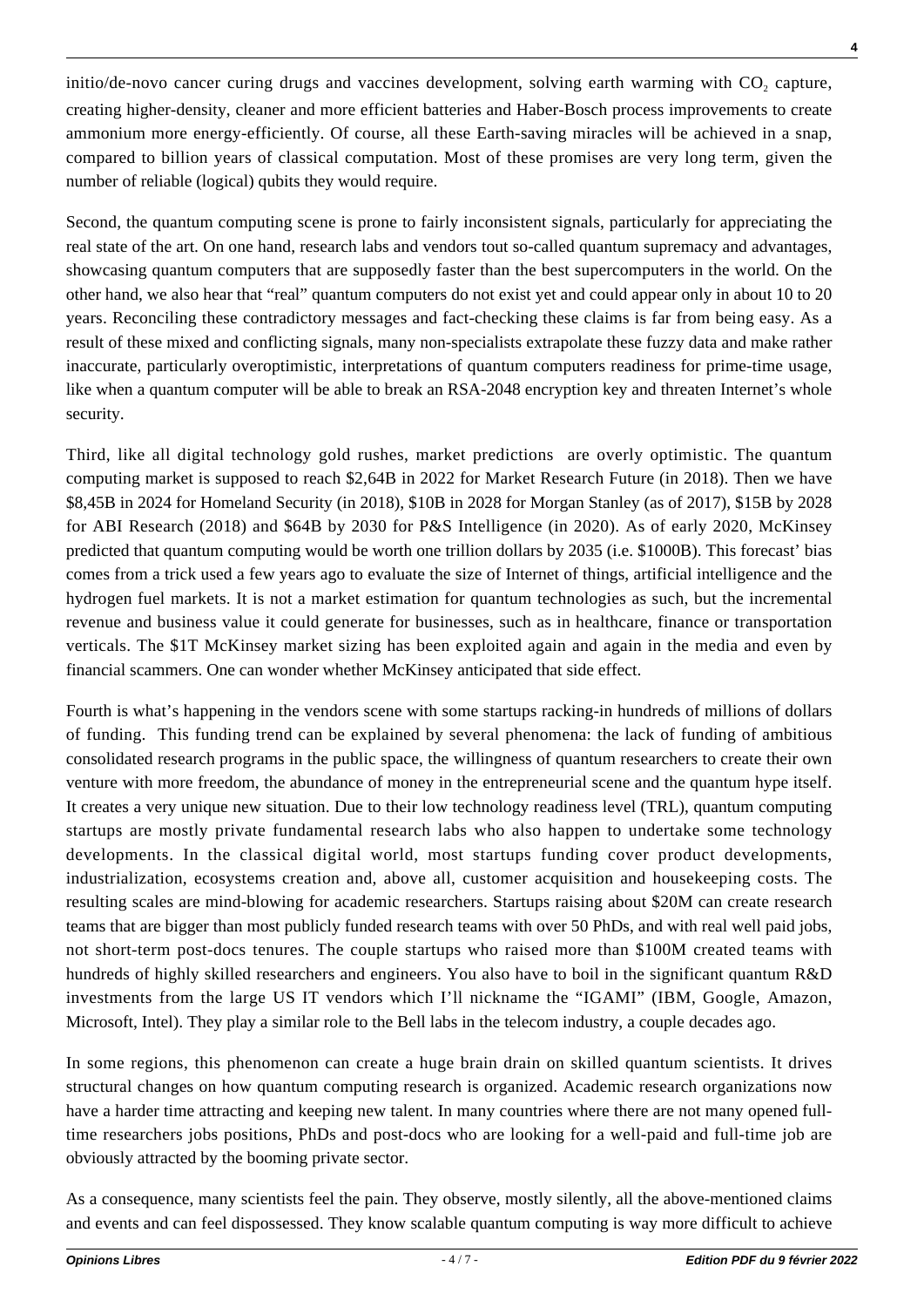initio/de-novo cancer curing drugs and vaccines development, solving earth warming with $CO_2$ capture, creating higher-density, cleaner and more efficient batteries and Haber-Bosch process improvements to create ammonium more energy-efficiently. Of course, all these Earth-saving miracles will be achieved in a snap, compared to billion years of classical computation. Most of these promises are very long term, given the number of reliable (logical) qubits they would require.

Second, the quantum computing scene is prone to fairly inconsistent signals, particularly for appreciating the real state of the art. On one hand, research labs and vendors tout so-called quantum supremacy and advantages, showcasing quantum computers that are supposedly faster than the best supercomputers in the world. On the other hand, we also hear that "real" quantum computers do not exist yet and could appear only in about 10 to 20 years. Reconciling these contradictory messages and fact-checking these claims is far from being easy. As a result of these mixed and conflicting signals, many non-specialists extrapolate these fuzzy data and make rather inaccurate, particularly overoptimistic, interpretations of quantum computers readiness for prime-time usage, like when a quantum computer will be able to break an RSA-2048 encryption key and threaten Internet's whole security.

Third, like all digital technology gold rushes, market predictions are overly optimistic. The quantum computing market is supposed to reach $2,64B in 2022 for Market Research Future (in 2018). Then we have $8,45B in 2024 for Homeland Security (in 2018), $10B in 2028 for Morgan Stanley (as of 2017), $15B by 2028 for ABI Research (2018) and $64B by 2030 for P&S Intelligence (in 2020). As of early 2020, McKinsey predicted that quantum computing would be worth one trillion dollars by 2035 (i.e. $1000B). This forecast' bias comes from a trick used a few years ago to evaluate the size of Internet of things, artificial intelligence and the hydrogen fuel markets. It is not a market estimation for quantum technologies as such, but the incremental revenue and business value it could generate for businesses, such as in healthcare, finance or transportation verticals. The $1T McKinsey market sizing has been exploited again and again in the media and even by financial scammers. One can wonder whether McKinsey anticipated that side effect.

Fourth is what's happening in the vendors scene with some startups racking-in hundreds of millions of dollars of funding. This funding trend can be explained by several phenomena: the lack of funding of ambitious consolidated research programs in the public space, the willingness of quantum researchers to create their own venture with more freedom, the abundance of money in the entrepreneurial scene and the quantum hype itself. It creates a very unique new situation. Due to their low technology readiness level (TRL), quantum computing startups are mostly private fundamental research labs who also happen to undertake some technology developments. In the classical digital world, most startups funding cover product developments, industrialization, ecosystems creation and, above all, customer acquisition and housekeeping costs. The resulting scales are mind-blowing for academic researchers. Startups raising about $20M can create research teams that are bigger than most publicly funded research teams with over 50 PhDs, and with real well paid jobs, not short-term post-docs tenures. The couple startups who raised more than $100M created teams with hundreds of highly skilled researchers and engineers. You also have to boil in the significant quantum R&D investments from the large US IT vendors which I'll nickname the "IGAMI" (IBM, Google, Amazon, Microsoft, Intel). They play a similar role to the Bell labs in the telecom industry, a couple decades ago.

In some regions, this phenomenon can create a huge brain drain on skilled quantum scientists. It drives structural changes on how quantum computing research is organized. Academic research organizations now have a harder time attracting and keeping new talent. In many countries where there are not many opened full-time researchers jobs positions, PhDs and post-docs who are looking for a well-paid and full-time job are obviously attracted by the booming private sector.

As a consequence, many scientists feel the pain. They observe, mostly silently, all the above-mentioned claims and events and can feel dispossessed. They know scalable quantum computing is way more difficult to achieve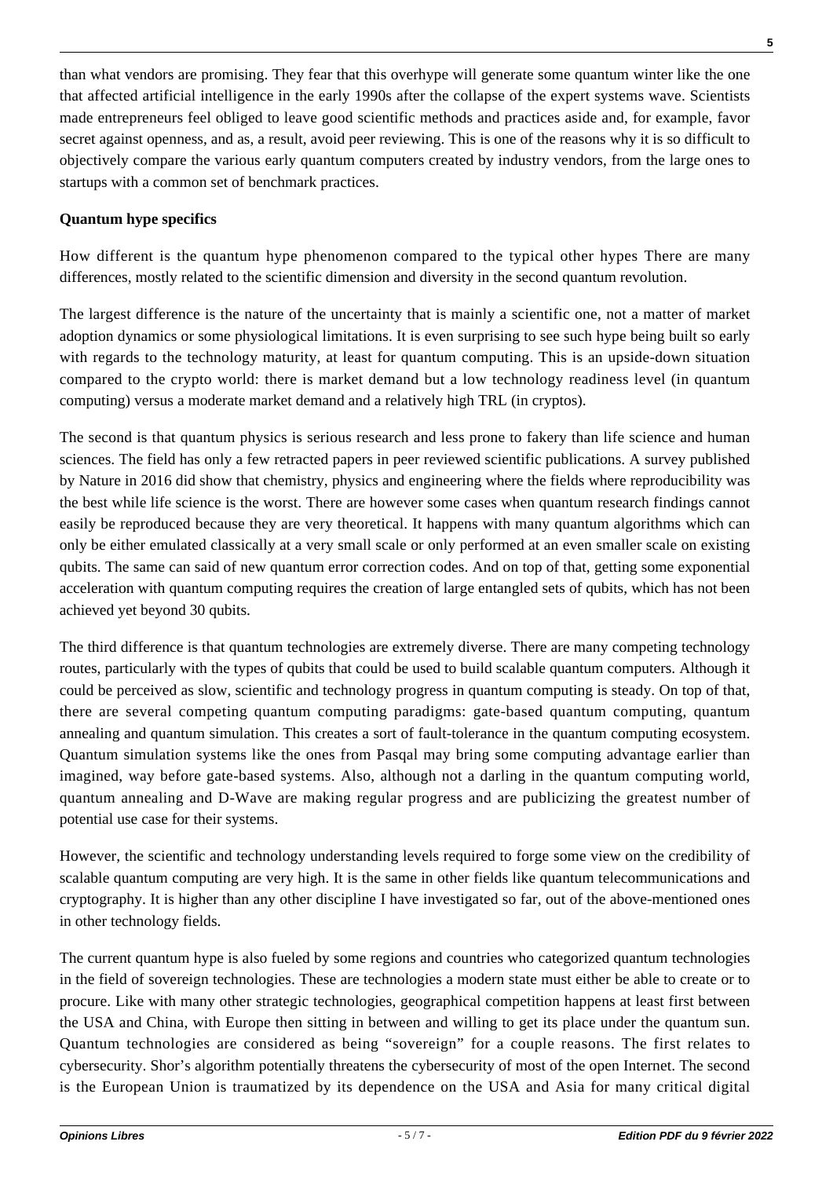than what vendors are promising. They fear that this overhype will generate some quantum winter like the one that affected artificial intelligence in the early 1990s after the collapse of the expert systems wave. Scientists made entrepreneurs feel obliged to leave good scientific methods and practices aside and, for example, favor secret against openness, and as, a result, avoid peer reviewing. This is one of the reasons why it is so difficult to objectively compare the various early quantum computers created by industry vendors, from the large ones to startups with a common set of benchmark practices.

**Quantum hype specifics**

How different is the quantum hype phenomenon compared to the typical other hypes There are many differences, mostly related to the scientific dimension and diversity in the second quantum revolution.

The largest difference is the nature of the uncertainty that is mainly a scientific one, not a matter of market adoption dynamics or some physiological limitations. It is even surprising to see such hype being built so early with regards to the technology maturity, at least for quantum computing. This is an upside-down situation compared to the crypto world: there is market demand but a low technology readiness level (in quantum computing) versus a moderate market demand and a relatively high TRL (in cryptos).

The second is that quantum physics is serious research and less prone to fakery than life science and human sciences. The field has only a few retracted papers in peer reviewed scientific publications. A survey published by Nature in 2016 did show that chemistry, physics and engineering where the fields where reproducibility was the best while life science is the worst. There are however some cases when quantum research findings cannot easily be reproduced because they are very theoretical. It happens with many quantum algorithms which can only be either emulated classically at a very small scale or only performed at an even smaller scale on existing qubits. The same can said of new quantum error correction codes. And on top of that, getting some exponential acceleration with quantum computing requires the creation of large entangled sets of qubits, which has not been achieved yet beyond 30 qubits.

The third difference is that quantum technologies are extremely diverse. There are many competing technology routes, particularly with the types of qubits that could be used to build scalable quantum computers. Although it could be perceived as slow, scientific and technology progress in quantum computing is steady. On top of that, there are several competing quantum computing paradigms: gate-based quantum computing, quantum annealing and quantum simulation. This creates a sort of fault-tolerance in the quantum computing ecosystem. Quantum simulation systems like the ones from Pasqal may bring some computing advantage earlier than imagined, way before gate-based systems. Also, although not a darling in the quantum computing world, quantum annealing and D-Wave are making regular progress and are publicizing the greatest number of potential use case for their systems.

However, the scientific and technology understanding levels required to forge some view on the credibility of scalable quantum computing are very high. It is the same in other fields like quantum telecommunications and cryptography. It is higher than any other discipline I have investigated so far, out of the above-mentioned ones in other technology fields.

The current quantum hype is also fueled by some regions and countries who categorized quantum technologies in the field of sovereign technologies. These are technologies a modern state must either be able to create or to procure. Like with many other strategic technologies, geographical competition happens at least first between the USA and China, with Europe then sitting in between and willing to get its place under the quantum sun. Quantum technologies are considered as being "sovereign" for a couple reasons. The first relates to cybersecurity. Shor's algorithm potentially threatens the cybersecurity of most of the open Internet. The second is the European Union is traumatized by its dependence on the USA and Asia for many critical digital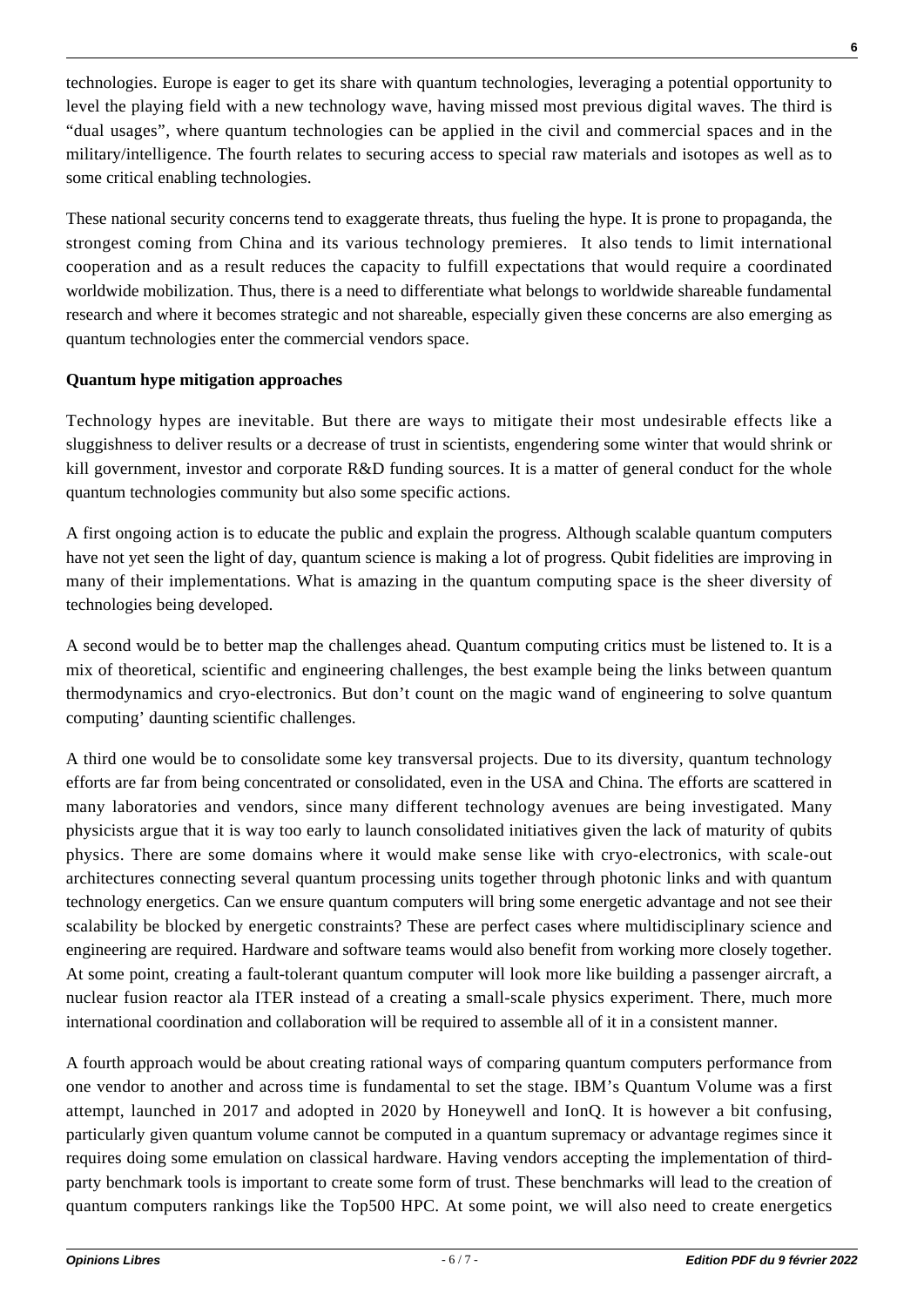technologies. Europe is eager to get its share with quantum technologies, leveraging a potential opportunity to level the playing field with a new technology wave, having missed most previous digital waves. The third is "dual usages", where quantum technologies can be applied in the civil and commercial spaces and in the military/intelligence. The fourth relates to securing access to special raw materials and isotopes as well as to some critical enabling technologies.

These national security concerns tend to exaggerate threats, thus fueling the hype. It is prone to propaganda, the strongest coming from China and its various technology premieres. It also tends to limit international cooperation and as a result reduces the capacity to fulfill expectations that would require a coordinated worldwide mobilization. Thus, there is a need to differentiate what belongs to worldwide shareable fundamental research and where it becomes strategic and not shareable, especially given these concerns are also emerging as quantum technologies enter the commercial vendors space.

**Quantum hype mitigation approaches**

Technology hypes are inevitable. But there are ways to mitigate their most undesirable effects like a sluggishness to deliver results or a decrease of trust in scientists, engendering some winter that would shrink or kill government, investor and corporate R&D funding sources. It is a matter of general conduct for the whole quantum technologies community but also some specific actions.

A first ongoing action is to educate the public and explain the progress. Although scalable quantum computers have not yet seen the light of day, quantum science is making a lot of progress. Qubit fidelities are improving in many of their implementations. What is amazing in the quantum computing space is the sheer diversity of technologies being developed.

A second would be to better map the challenges ahead. Quantum computing critics must be listened to. It is a mix of theoretical, scientific and engineering challenges, the best example being the links between quantum thermodynamics and cryo-electronics. But don't count on the magic wand of engineering to solve quantum computing' daunting scientific challenges.

A third one would be to consolidate some key transversal projects. Due to its diversity, quantum technology efforts are far from being concentrated or consolidated, even in the USA and China. The efforts are scattered in many laboratories and vendors, since many different technology avenues are being investigated. Many physicists argue that it is way too early to launch consolidated initiatives given the lack of maturity of qubits physics. There are some domains where it would make sense like with cryo-electronics, with scale-out architectures connecting several quantum processing units together through photonic links and with quantum technology energetics. Can we ensure quantum computers will bring some energetic advantage and not see their scalability be blocked by energetic constraints? These are perfect cases where multidisciplinary science and engineering are required. Hardware and software teams would also benefit from working more closely together. At some point, creating a fault-tolerant quantum computer will look more like building a passenger aircraft, a nuclear fusion reactor ala ITER instead of a creating a small-scale physics experiment. There, much more international coordination and collaboration will be required to assemble all of it in a consistent manner.

A fourth approach would be about creating rational ways of comparing quantum computers performance from one vendor to another and across time is fundamental to set the stage. IBM's Quantum Volume was a first attempt, launched in 2017 and adopted in 2020 by Honeywell and IonQ. It is however a bit confusing, particularly given quantum volume cannot be computed in a quantum supremacy or advantage regimes since it requires doing some emulation on classical hardware. Having vendors accepting the implementation of third-party benchmark tools is important to create some form of trust. These benchmarks will lead to the creation of quantum computers rankings like the Top500 HPC. At some point, we will also need to create energetics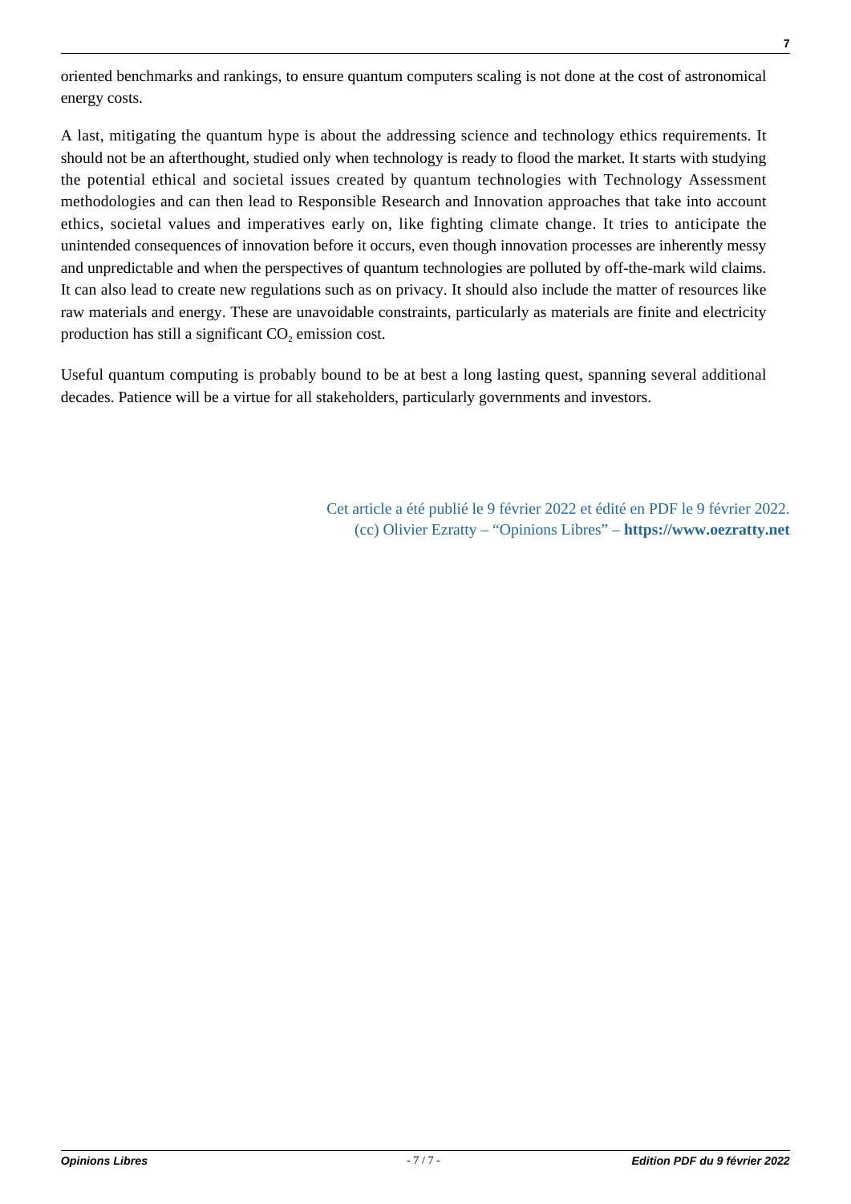oriented benchmarks and rankings, to ensure quantum computers scaling is not done at the cost of astronomical energy costs.

A last, mitigating the quantum hype is about the addressing science and technology ethics requirements. It should not be an afterthought, studied only when technology is ready to flood the market. It starts with studying the potential ethical and societal issues created by quantum technologies with Technology Assessment methodologies and can then lead to Responsible Research and Innovation approaches that take into account ethics, societal values and imperatives early on, like fighting climate change. It tries to anticipate the unintended consequences of innovation before it occurs, even though innovation processes are inherently messy and unpredictable and when the perspectives of quantum technologies are polluted by off-the-mark wild claims. It can also lead to create new regulations such as on privacy. It should also include the matter of resources like raw materials and energy. These are unavoidable constraints, particularly as materials are finite and electricity production has still a significant $CO_2$ emission cost.

Useful quantum computing is probably bound to be at best a long lasting quest, spanning several additional decades. Patience will be a virtue for all stakeholders, particularly governments and investors.

Cet article a été publié le 9 février 2022 et édité en PDF le 9 février 2022.
(cc) Olivier Ezratty – "Opinions Libres" – **https://www.oezratty.net**